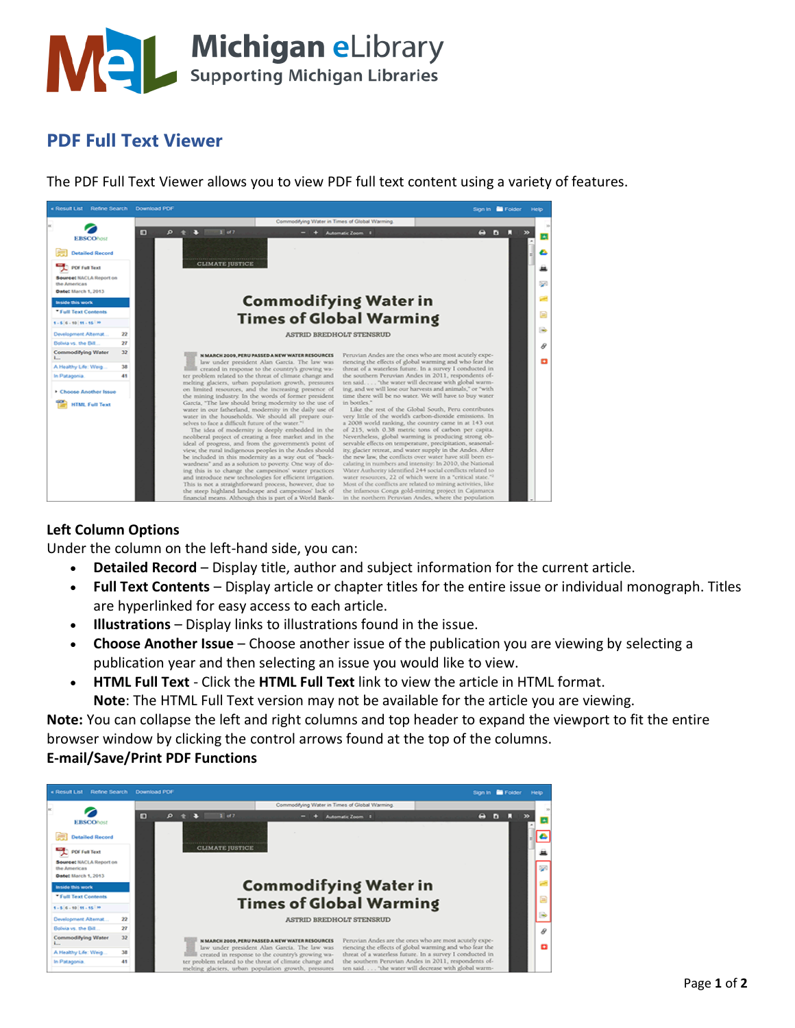# Michigan eLibrary

Supporting Michigan Libraries

## PDF Full Text Viewer

The PDF Full Text Viewer allows you to view PDF full text content using a variety of features.

### Left Column Options

Under the column on the left-hand side, you can:

- **Detailed Record** – Display title, author and subject information for the current article.
- **Full Text Contents** – Display article or chapter titles for the entire issue or individual monograph. Titles are hyperlinked for easy access to each article.
- **Illustrations** – Display links to illustrations found in the issue.
- **Choose Another Issue** – Choose another issue of the publication you are viewing by selecting a publication year and then selecting an issue you would like to view.
- **HTML Full Text** - Click the **HTML Full Text** link to view the article in HTML format.
  **Note**: The HTML Full Text version may not be available for the article you are viewing.

**Note:** You can collapse the left and right columns and top header to expand the viewport to fit the entire browser window by clicking the control arrows found at the top of the columns.

### E-mail/Save/Print PDF Functions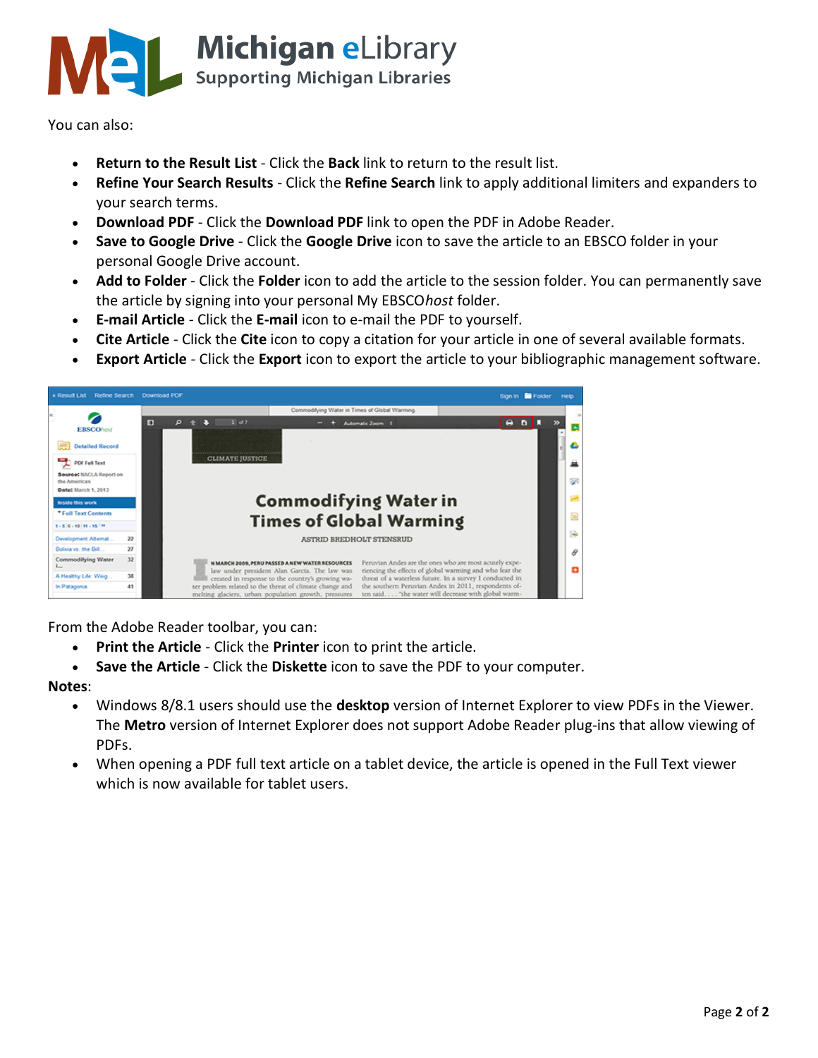You can also:

- **Return to the Result List** - Click the **Back** link to return to the result list.
- **Refine Your Search Results** - Click the **Refine Search** link to apply additional limiters and expanders to your search terms.
- **Download PDF** - Click the **Download PDF** link to open the PDF in Adobe Reader.
- **Save to Google Drive** - Click the **Google Drive** icon to save the article to an EBSCO folder in your personal Google Drive account.
- **Add to Folder** - Click the **Folder** icon to add the article to the session folder. You can permanently save the article by signing into your personal My EBSCO*host* folder.
- **E-mail Article** - Click the **E-mail** icon to e-mail the PDF to yourself.
- **Cite Article** - Click the **Cite** icon to copy a citation for your article in one of several available formats.
- **Export Article** - Click the **Export** icon to export the article to your bibliographic management software.

From the Adobe Reader toolbar, you can:

- **Print the Article** - Click the **Printer** icon to print the article.
- **Save the Article** - Click the **Diskette** icon to save the PDF to your computer.

**Notes**:

- Windows 8/8.1 users should use the **desktop** version of Internet Explorer to view PDFs in the Viewer. The **Metro** version of Internet Explorer does not support Adobe Reader plug-ins that allow viewing of PDFs.
- When opening a PDF full text article on a tablet device, the article is opened in the Full Text viewer which is now available for tablet users.